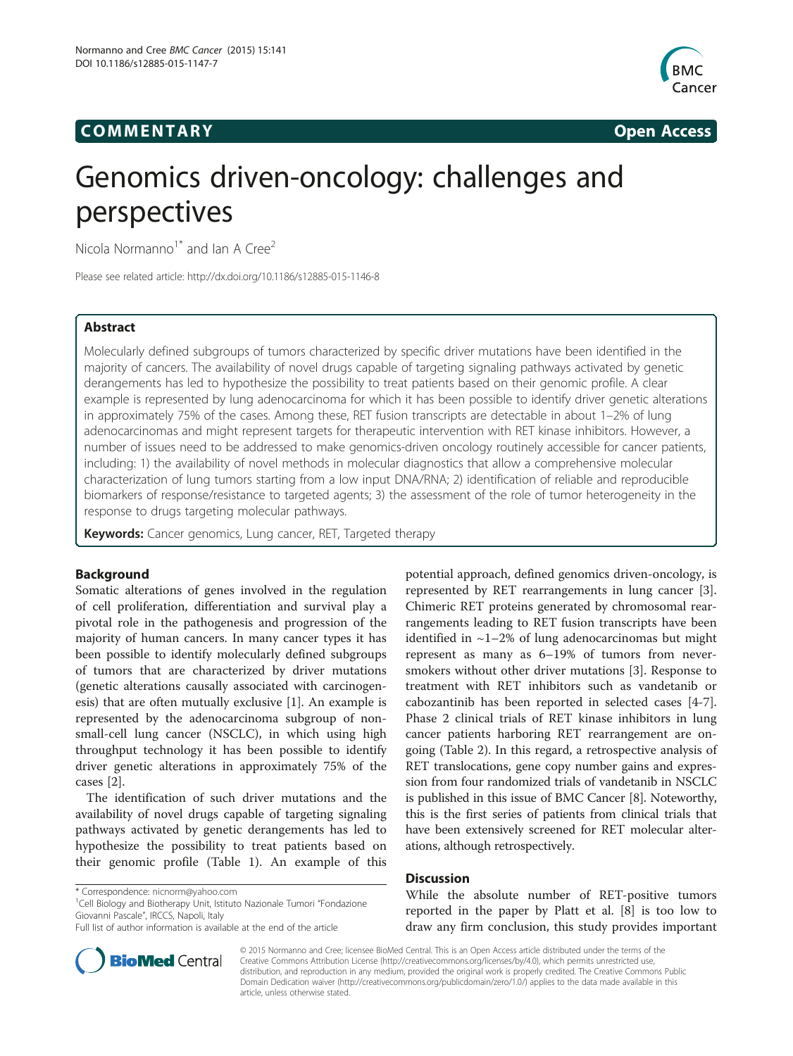COMMENTARY Open Access

# Genomics driven-oncology: challenges and perspectives

Nicola Normanno[1*] and Ian A Cree[2]

Please see related article: http://dx.doi.org/10.1186/s12885-015-1146-8

## Abstract

Molecularly defined subgroups of tumors characterized by specific driver mutations have been identified in the majority of cancers. The availability of novel drugs capable of targeting signaling pathways activated by genetic derangements has led to hypothesize the possibility to treat patients based on their genomic profile. A clear example is represented by lung adenocarcinoma for which it has been possible to identify driver genetic alterations in approximately 75% of the cases. Among these, RET fusion transcripts are detectable in about 1–2% of lung adenocarcinomas and might represent targets for therapeutic intervention with RET kinase inhibitors. However, a number of issues need to be addressed to make genomics-driven oncology routinely accessible for cancer patients, including: 1) the availability of novel methods in molecular diagnostics that allow a comprehensive molecular characterization of lung tumors starting from a low input DNA/RNA; 2) identification of reliable and reproducible biomarkers of response/resistance to targeted agents; 3) the assessment of the role of tumor heterogeneity in the response to drugs targeting molecular pathways.

**Keywords:** Cancer genomics, Lung cancer, RET, Targeted therapy

## Background

Somatic alterations of genes involved in the regulation of cell proliferation, differentiation and survival play a pivotal role in the pathogenesis and progression of the majority of human cancers. In many cancer types it has been possible to identify molecularly defined subgroups of tumors that are characterized by driver mutations (genetic alterations causally associated with carcinogenesis) that are often mutually exclusive [1]. An example is represented by the adenocarcinoma subgroup of non-small-cell lung cancer (NSCLC), in which using high throughput technology it has been possible to identify driver genetic alterations in approximately 75% of the cases [2].

The identification of such driver mutations and the availability of novel drugs capable of targeting signaling pathways activated by genetic derangements has led to hypothesize the possibility to treat patients based on their genomic profile (Table 1). An example of this potential approach, defined genomics driven-oncology, is represented by RET rearrangements in lung cancer [3]. Chimeric RET proteins generated by chromosomal rearrangements leading to RET fusion transcripts have been identified in ~1–2% of lung adenocarcinomas but might represent as many as 6–19% of tumors from never-smokers without other driver mutations [3]. Response to treatment with RET inhibitors such as vandetanib or cabozantinib has been reported in selected cases [4-7]. Phase 2 clinical trials of RET kinase inhibitors in lung cancer patients harboring RET rearrangement are on-going (Table 2). In this regard, a retrospective analysis of RET translocations, gene copy number gains and expression from four randomized trials of vandetanib in NSCLC is published in this issue of BMC Cancer [8]. Noteworthy, this is the first series of patients from clinical trials that have been extensively screened for RET molecular alterations, although retrospectively.

## Discussion

While the absolute number of RET-positive tumors reported in the paper by Platt et al. [8] is too low to draw any firm conclusion, this study provides important

\* Correspondence: nicnorm@yahoo.com
[1]Cell Biology and Biotherapy Unit, Istituto Nazionale Tumori "Fondazione Giovanni Pascale", IRCCS, Napoli, Italy
Full list of author information is available at the end of the article

© 2015 Normanno and Cree; licensee BioMed Central. This is an Open Access article distributed under the terms of the Creative Commons Attribution License (http://creativecommons.org/licenses/by/4.0), which permits unrestricted use, distribution, and reproduction in any medium, provided the original work is properly credited. The Creative Commons Public Domain Dedication waiver (http://creativecommons.org/publicdomain/zero/1.0/) applies to the data made available in this article, unless otherwise stated.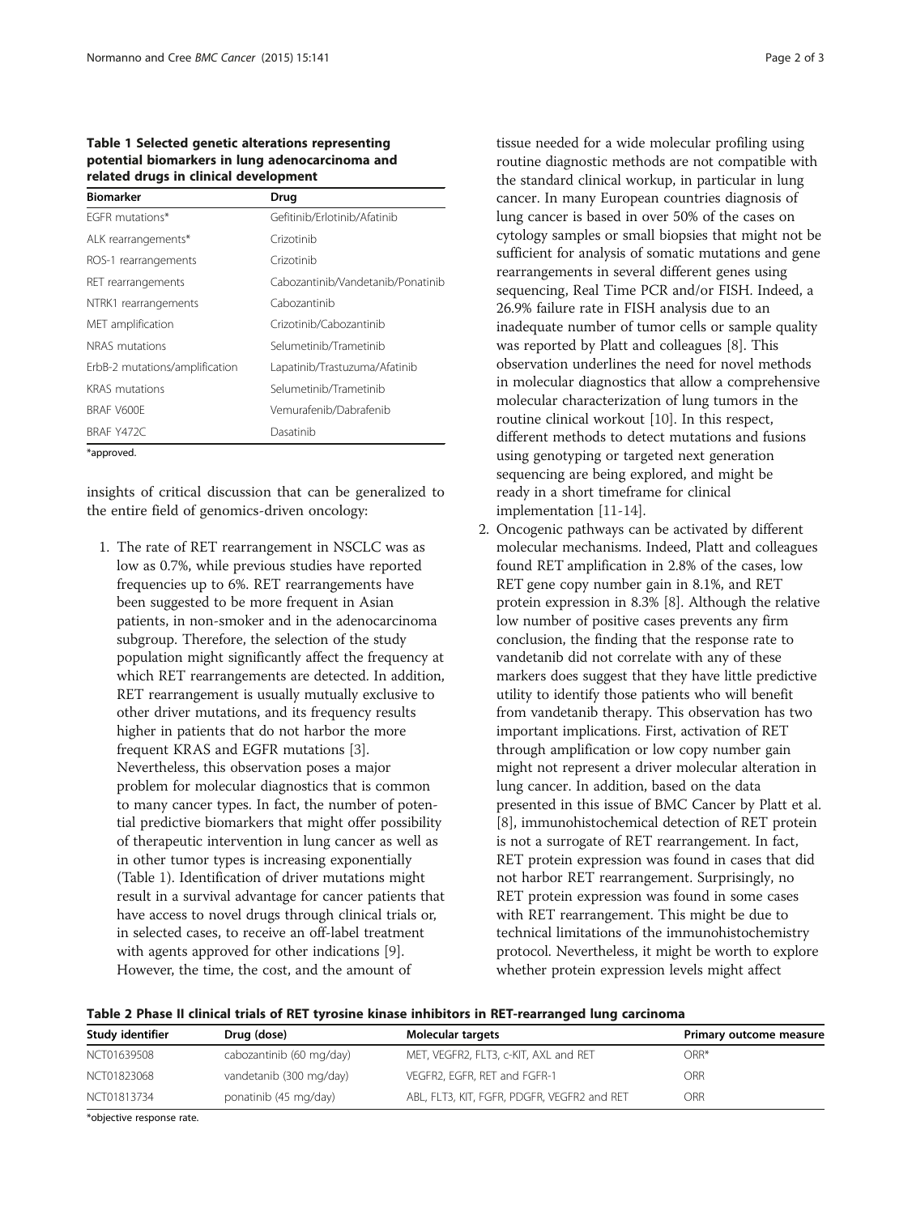**Table 1 Selected genetic alterations representing potential biomarkers in lung adenocarcinoma and related drugs in clinical development**

| Biomarker | Drug |
| --- | --- |
| EGFR mutations* | Gefitinib/Erlotinib/Afatinib |
| ALK rearrangements* | Crizotinib |
| ROS-1 rearrangements | Crizotinib |
| RET rearrangements | Cabozantinib/Vandetanib/Ponatinib |
| NTRK1 rearrangements | Cabozantinib |
| MET amplification | Crizotinib/Cabozantinib |
| NRAS mutations | Selumetinib/Trametinib |
| ErbB-2 mutations/amplification | Lapatinib/Trastuzuma/Afatinib |
| KRAS mutations | Selumetinib/Trametinib |
| BRAF V600E | Vemurafenib/Dabrafenib |
| BRAF Y472C | Dasatinib |

*approved.

insights of critical discussion that can be generalized to the entire field of genomics-driven oncology:

1. The rate of RET rearrangement in NSCLC was as low as 0.7%, while previous studies have reported frequencies up to 6%. RET rearrangements have been suggested to be more frequent in Asian patients, in non-smoker and in the adenocarcinoma subgroup. Therefore, the selection of the study population might significantly affect the frequency at which RET rearrangements are detected. In addition, RET rearrangement is usually mutually exclusive to other driver mutations, and its frequency results higher in patients that do not harbor the more frequent KRAS and EGFR mutations [3]. Nevertheless, this observation poses a major problem for molecular diagnostics that is common to many cancer types. In fact, the number of potential predictive biomarkers that might offer possibility of therapeutic intervention in lung cancer as well as in other tumor types is increasing exponentially (Table 1). Identification of driver mutations might result in a survival advantage for cancer patients that have access to novel drugs through clinical trials or, in selected cases, to receive an off-label treatment with agents approved for other indications [9]. However, the time, the cost, and the amount of tissue needed for a wide molecular profiling using routine diagnostic methods are not compatible with the standard clinical workup, in particular in lung cancer. In many European countries diagnosis of lung cancer is based in over 50% of the cases on cytology samples or small biopsies that might not be sufficient for analysis of somatic mutations and gene rearrangements in several different genes using sequencing, Real Time PCR and/or FISH. Indeed, a 26.9% failure rate in FISH analysis due to an inadequate number of tumor cells or sample quality was reported by Platt and colleagues [8]. This observation underlines the need for novel methods in molecular diagnostics that allow a comprehensive molecular characterization of lung tumors in the routine clinical workout [10]. In this respect, different methods to detect mutations and fusions using genotyping or targeted next generation sequencing are being explored, and might be ready in a short timeframe for clinical implementation [11-14].
2. Oncogenic pathways can be activated by different molecular mechanisms. Indeed, Platt and colleagues found RET amplification in 2.8% of the cases, low RET gene copy number gain in 8.1%, and RET protein expression in 8.3% [8]. Although the relative low number of positive cases prevents any firm conclusion, the finding that the response rate to vandetanib did not correlate with any of these markers does suggest that they have little predictive utility to identify those patients who will benefit from vandetanib therapy. This observation has two important implications. First, activation of RET through amplification or low copy number gain might not represent a driver molecular alteration in lung cancer. In addition, based on the data presented in this issue of BMC Cancer by Platt et al. [8], immunohistochemical detection of RET protein is not a surrogate of RET rearrangement. In fact, RET protein expression was found in cases that did not harbor RET rearrangement. Surprisingly, no RET protein expression was found in some cases with RET rearrangement. This might be due to technical limitations of the immunohistochemistry protocol. Nevertheless, it might be worth to explore whether protein expression levels might affect

**Table 2 Phase II clinical trials of RET tyrosine kinase inhibitors in RET-rearranged lung carcinoma**

| Study identifier | Drug (dose) | Molecular targets | Primary outcome measure |
| --- | --- | --- | --- |
| NCT01639508 | cabozantinib (60 mg/day) | MET, VEGFR2, FLT3, c-KIT, AXL and RET | ORR* |
| NCT01823068 | vandetanib (300 mg/day) | VEGFR2, EGFR, RET and FGFR-1 | ORR |
| NCT01813734 | ponatinib (45 mg/day) | ABL, FLT3, KIT, FGFR, PDGFR, VEGFR2 and RET | ORR |

*objective response rate.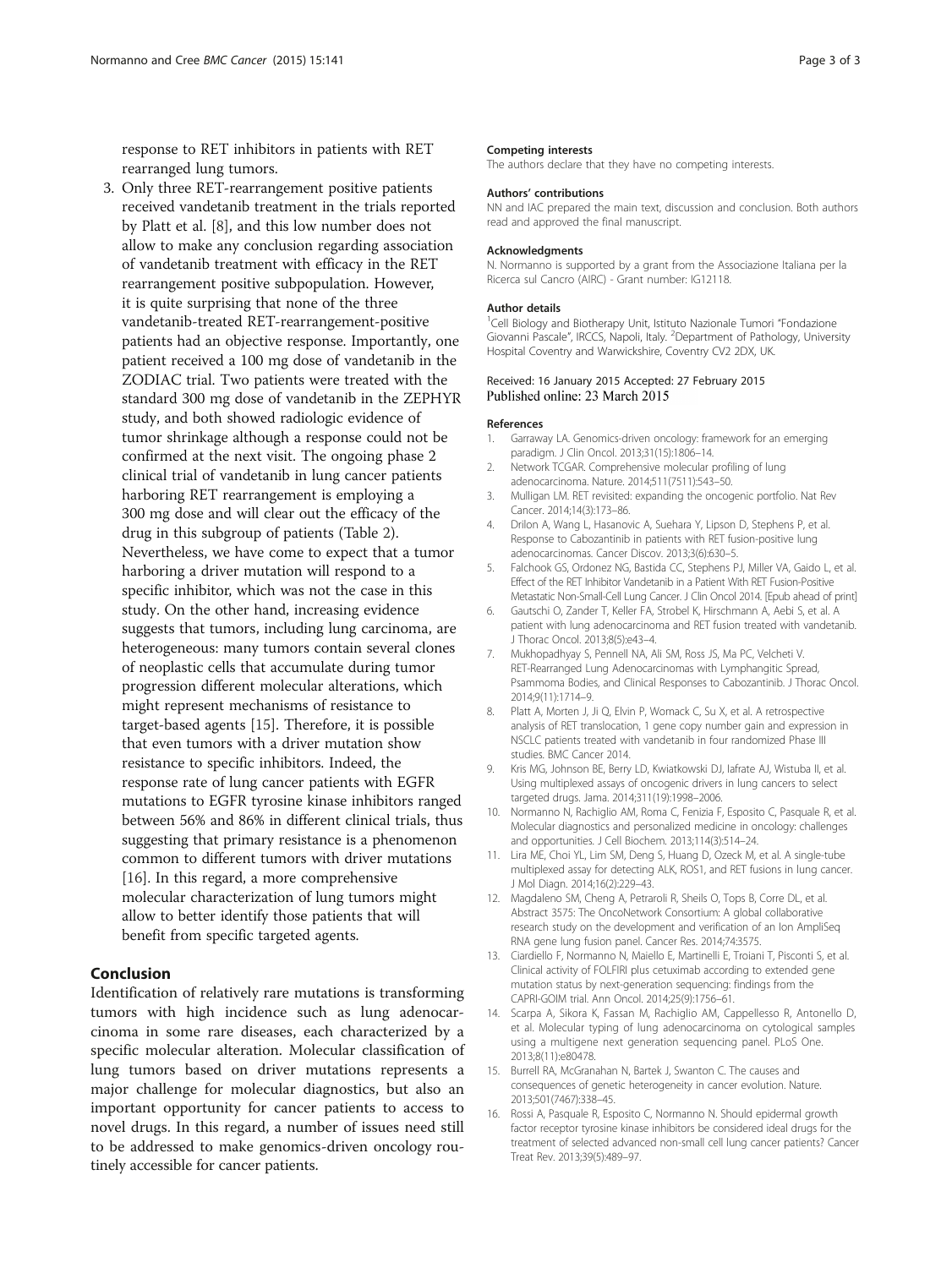response to RET inhibitors in patients with RET rearranged lung tumors.

3. Only three RET-rearrangement positive patients received vandetanib treatment in the trials reported by Platt et al. [8], and this low number does not allow to make any conclusion regarding association of vandetanib treatment with efficacy in the RET rearrangement positive subpopulation. However, it is quite surprising that none of the three vandetanib-treated RET-rearrangement-positive patients had an objective response. Importantly, one patient received a 100 mg dose of vandetanib in the ZODIAC trial. Two patients were treated with the standard 300 mg dose of vandetanib in the ZEPHYR study, and both showed radiologic evidence of tumor shrinkage although a response could not be confirmed at the next visit. The ongoing phase 2 clinical trial of vandetanib in lung cancer patients harboring RET rearrangement is employing a 300 mg dose and will clear out the efficacy of the drug in this subgroup of patients (Table 2). Nevertheless, we have come to expect that a tumor harboring a driver mutation will respond to a specific inhibitor, which was not the case in this study. On the other hand, increasing evidence suggests that tumors, including lung carcinoma, are heterogeneous: many tumors contain several clones of neoplastic cells that accumulate during tumor progression different molecular alterations, which might represent mechanisms of resistance to target-based agents [15]. Therefore, it is possible that even tumors with a driver mutation show resistance to specific inhibitors. Indeed, the response rate of lung cancer patients with EGFR mutations to EGFR tyrosine kinase inhibitors ranged between 56% and 86% in different clinical trials, thus suggesting that primary resistance is a phenomenon common to different tumors with driver mutations [16]. In this regard, a more comprehensive molecular characterization of lung tumors might allow to better identify those patients that will benefit from specific targeted agents.

## Conclusion

Identification of relatively rare mutations is transforming tumors with high incidence such as lung adenocarcinoma in some rare diseases, each characterized by a specific molecular alteration. Molecular classification of lung tumors based on driver mutations represents a major challenge for molecular diagnostics, but also an important opportunity for cancer patients to access to novel drugs. In this regard, a number of issues need still to be addressed to make genomics-driven oncology routinely accessible for cancer patients.

#### Competing interests
The authors declare that they have no competing interests.

#### Authors' contributions
NN and IAC prepared the main text, discussion and conclusion. Both authors read and approved the final manuscript.

#### Acknowledgments
N. Normanno is supported by a grant from the Associazione Italiana per la Ricerca sul Cancro (AIRC) - Grant number: IG12118.

#### Author details
[1]Cell Biology and Biotherapy Unit, Istituto Nazionale Tumori "Fondazione Giovanni Pascale", IRCCS, Napoli, Italy. [2]Department of Pathology, University Hospital Coventry and Warwickshire, Coventry CV2 2DX, UK.

Received: 16 January 2015 Accepted: 27 February 2015
Published online: 23 March 2015

#### References

1. Garraway LA. Genomics-driven oncology: framework for an emerging paradigm. J Clin Oncol. 2013;31(15):1806–14.
2. Network TCGAR. Comprehensive molecular profiling of lung adenocarcinoma. Nature. 2014;511(7511):543–50.
3. Mulligan LM. RET revisited: expanding the oncogenic portfolio. Nat Rev Cancer. 2014;14(3):173–86.
4. Drilon A, Wang L, Hasanovic A, Suehara Y, Lipson D, Stephens P, et al. Response to Cabozantinib in patients with RET fusion-positive lung adenocarcinomas. Cancer Discov. 2013;3(6):630–5.
5. Falchook GS, Ordonez NG, Bastida CC, Stephens PJ, Miller VA, Gaido L, et al. Effect of the RET Inhibitor Vandetanib in a Patient With RET Fusion-Positive Metastatic Non-Small-Cell Lung Cancer. J Clin Oncol 2014. [Epub ahead of print]
6. Gautschi O, Zander T, Keller FA, Strobel K, Hirschmann A, Aebi S, et al. A patient with lung adenocarcinoma and RET fusion treated with vandetanib. J Thorac Oncol. 2013;8(5):e43–4.
7. Mukhopadhyay S, Pennell NA, Ali SM, Ross JS, Ma PC, Velcheti V. RET-Rearranged Lung Adenocarcinomas with Lymphangitic Spread, Psammoma Bodies, and Clinical Responses to Cabozantinib. J Thorac Oncol. 2014;9(11):1714–9.
8. Platt A, Morten J, Ji Q, Elvin P, Womack C, Su X, et al. A retrospective analysis of RET translocation, 1 gene copy number gain and expression in NSCLC patients treated with vandetanib in four randomized Phase III studies. BMC Cancer 2014.
9. Kris MG, Johnson BE, Berry LD, Kwiatkowski DJ, Iafrate AJ, Wistuba II, et al. Using multiplexed assays of oncogenic drivers in lung cancers to select targeted drugs. Jama. 2014;311(19):1998–2006.
10. Normanno N, Rachiglio AM, Roma C, Fenizia F, Esposito C, Pasquale R, et al. Molecular diagnostics and personalized medicine in oncology: challenges and opportunities. J Cell Biochem. 2013;114(3):514–24.
11. Lira ME, Choi YL, Lim SM, Deng S, Huang D, Ozeck M, et al. A single-tube multiplexed assay for detecting ALK, ROS1, and RET fusions in lung cancer. J Mol Diagn. 2014;16(2):229–43.
12. Magdaleno SM, Cheng A, Petraroli R, Sheils O, Tops B, Corre DL, et al. Abstract 3575: The OncoNetwork Consortium: A global collaborative research study on the development and verification of an Ion AmpliSeq RNA gene lung fusion panel. Cancer Res. 2014;74:3575.
13. Ciardiello F, Normanno N, Maiello E, Martinelli E, Troiani T, Pisconti S, et al. Clinical activity of FOLFIRI plus cetuximab according to extended gene mutation status by next-generation sequencing: findings from the CAPRI-GOIM trial. Ann Oncol. 2014;25(9):1756–61.
14. Scarpa A, Sikora K, Fassan M, Rachiglio AM, Cappellesso R, Antonello D, et al. Molecular typing of lung adenocarcinoma on cytological samples using a multigene next generation sequencing panel. PLoS One. 2013;8(11):e80478.
15. Burrell RA, McGranahan N, Bartek J, Swanton C. The causes and consequences of genetic heterogeneity in cancer evolution. Nature. 2013;501(7467):338–45.
16. Rossi A, Pasquale R, Esposito C, Normanno N. Should epidermal growth factor receptor tyrosine kinase inhibitors be considered ideal drugs for the treatment of selected advanced non-small cell lung cancer patients? Cancer Treat Rev. 2013;39(5):489–97.